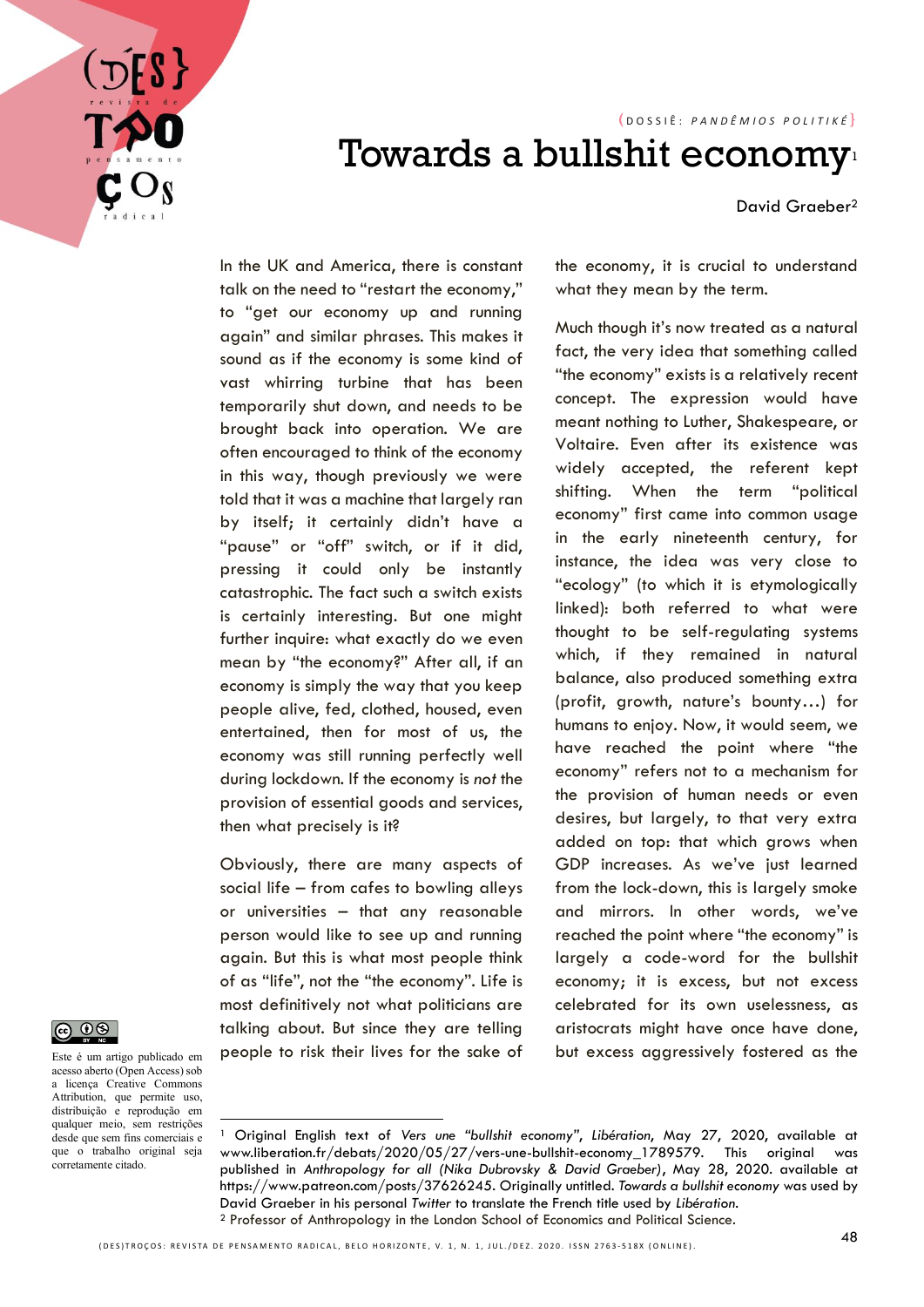{DOSSIÊ: *PANDÊMIOS POLITIKÉ*}

# Towards a bullshit economy[1]

David Graeber[2]

In the UK and America, there is constant talk on the need to "restart the economy," to "get our economy up and running again" and similar phrases. This makes it sound as if the economy is some kind of vast whirring turbine that has been temporarily shut down, and needs to be brought back into operation. We are often encouraged to think of the economy in this way, though previously we were told that it was a machine that largely ran by itself; it certainly didn't have a "pause" or "off" switch, or if it did, pressing it could only be instantly catastrophic. The fact such a switch exists is certainly interesting. But one might further inquire: what exactly do we even mean by "the economy?" After all, if an economy is simply the way that you keep people alive, fed, clothed, housed, even entertained, then for most of us, the economy was still running perfectly well during lockdown. If the economy is *not* the provision of essential goods and services, then what precisely is it?

Obviously, there are many aspects of social life – from cafes to bowling alleys or universities – that any reasonable person would like to see up and running again. But this is what most people think of as "life", not the "the economy". Life is most definitively not what politicians are talking about. But since they are telling people to risk their lives for the sake of the economy, it is crucial to understand what they mean by the term.

Much though it's now treated as a natural fact, the very idea that something called "the economy" exists is a relatively recent concept. The expression would have meant nothing to Luther, Shakespeare, or Voltaire. Even after its existence was widely accepted, the referent kept shifting. When the term "political economy" first came into common usage in the early nineteenth century, for instance, the idea was very close to "ecology" (to which it is etymologically linked): both referred to what were thought to be self-regulating systems which, if they remained in natural balance, also produced something extra (profit, growth, nature's bounty…) for humans to enjoy. Now, it would seem, we have reached the point where "the economy" refers not to a mechanism for the provision of human needs or even desires, but largely, to that very extra added on top: that which grows when GDP increases. As we've just learned from the lock-down, this is largely smoke and mirrors. In other words, we've reached the point where "the economy" is largely a code-word for the bullshit economy; it is excess, but not excess celebrated for its own uselessness, as aristocrats might have once have done, but excess aggressively fostered as the

---

[1] Original English text of *Vers une "bullshit economy"*, *Libération*, May 27, 2020, available at www.liberation.fr/debats/2020/05/27/vers-une-bullshit-economy_1789579. This original was published in *Anthropology for all (Nika Dubrovsky & David Graeber)*, May 28, 2020. available at https://www.patreon.com/posts/37626245. Originally untitled. *Towards a bullshit economy* was used by David Graeber in his personal *Twitter* to translate the French title used by *Libération*.

[2] Professor of Anthropology in the London School of Economics and Political Science.

Este é um artigo publicado em acesso aberto (Open Access) sob a licença Creative Commons Attribution, que permite uso, distribuição e reprodução em qualquer meio, sem restrições desde que sem fins comerciais e que o trabalho original seja corretamente citado.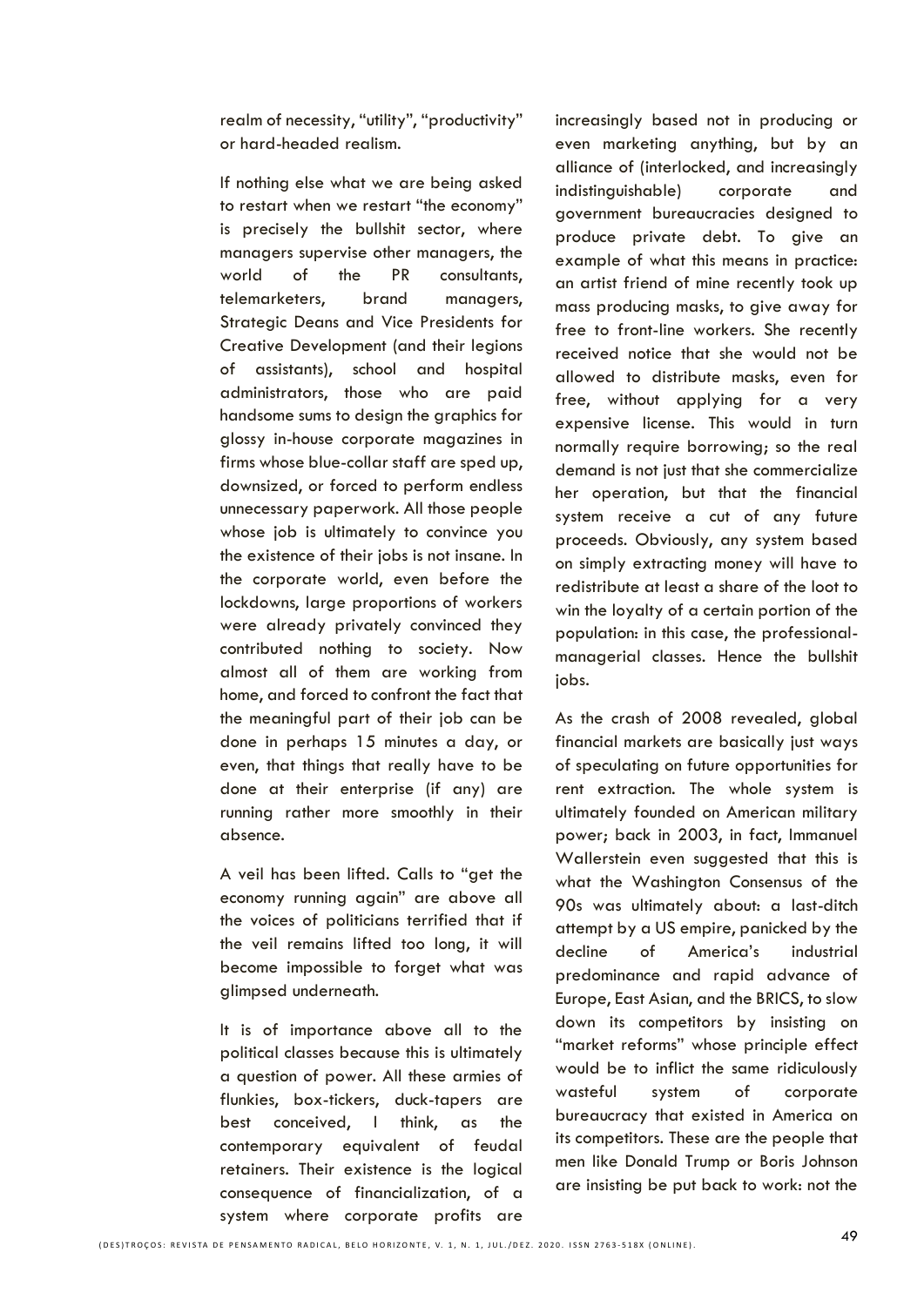realm of necessity, "utility", "productivity" or hard-headed realism.

If nothing else what we are being asked to restart when we restart "the economy" is precisely the bullshit sector, where managers supervise other managers, the world of the PR consultants, telemarketers, brand managers, Strategic Deans and Vice Presidents for Creative Development (and their legions of assistants), school and hospital administrators, those who are paid handsome sums to design the graphics for glossy in-house corporate magazines in firms whose blue-collar staff are sped up, downsized, or forced to perform endless unnecessary paperwork. All those people whose job is ultimately to convince you the existence of their jobs is not insane. In the corporate world, even before the lockdowns, large proportions of workers were already privately convinced they contributed nothing to society. Now almost all of them are working from home, and forced to confront the fact that the meaningful part of their job can be done in perhaps 15 minutes a day, or even, that things that really have to be done at their enterprise (if any) are running rather more smoothly in their absence.

A veil has been lifted. Calls to "get the economy running again" are above all the voices of politicians terrified that if the veil remains lifted too long, it will become impossible to forget what was glimpsed underneath.

It is of importance above all to the political classes because this is ultimately a question of power. All these armies of flunkies, box-tickers, duck-tapers are best conceived, I think, as the contemporary equivalent of feudal retainers. Their existence is the logical consequence of financialization, of a system where corporate profits are increasingly based not in producing or even marketing anything, but by an alliance of (interlocked, and increasingly indistinguishable) corporate and government bureaucracies designed to produce private debt. To give an example of what this means in practice: an artist friend of mine recently took up mass producing masks, to give away for free to front-line workers. She recently received notice that she would not be allowed to distribute masks, even for free, without applying for a very expensive license. This would in turn normally require borrowing; so the real demand is not just that she commercialize her operation, but that the financial system receive a cut of any future proceeds. Obviously, any system based on simply extracting money will have to redistribute at least a share of the loot to win the loyalty of a certain portion of the population: in this case, the professional-managerial classes. Hence the bullshit jobs.

As the crash of 2008 revealed, global financial markets are basically just ways of speculating on future opportunities for rent extraction. The whole system is ultimately founded on American military power; back in 2003, in fact, Immanuel Wallerstein even suggested that this is what the Washington Consensus of the 90s was ultimately about: a last-ditch attempt by a US empire, panicked by the decline of America's industrial predominance and rapid advance of Europe, East Asian, and the BRICS, to slow down its competitors by insisting on "market reforms" whose principle effect would be to inflict the same ridiculously wasteful system of corporate bureaucracy that existed in America on its competitors. These are the people that men like Donald Trump or Boris Johnson are insisting be put back to work: not the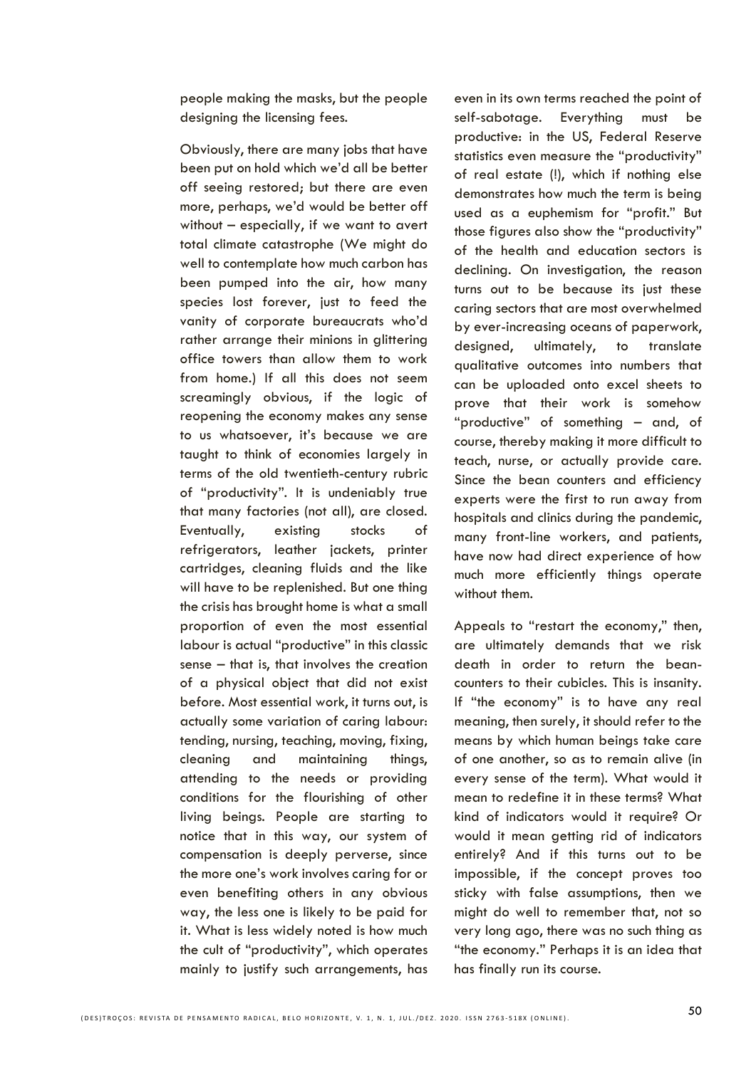people making the masks, but the people designing the licensing fees.

Obviously, there are many jobs that have been put on hold which we'd all be better off seeing restored; but there are even more, perhaps, we'd would be better off without – especially, if we want to avert total climate catastrophe (We might do well to contemplate how much carbon has been pumped into the air, how many species lost forever, just to feed the vanity of corporate bureaucrats who'd rather arrange their minions in glittering office towers than allow them to work from home.) If all this does not seem screamingly obvious, if the logic of reopening the economy makes any sense to us whatsoever, it's because we are taught to think of economies largely in terms of the old twentieth-century rubric of "productivity". It is undeniably true that many factories (not all), are closed. Eventually, existing stocks of refrigerators, leather jackets, printer cartridges, cleaning fluids and the like will have to be replenished. But one thing the crisis has brought home is what a small proportion of even the most essential labour is actual "productive" in this classic sense – that is, that involves the creation of a physical object that did not exist before. Most essential work, it turns out, is actually some variation of caring labour: tending, nursing, teaching, moving, fixing, cleaning and maintaining things, attending to the needs or providing conditions for the flourishing of other living beings. People are starting to notice that in this way, our system of compensation is deeply perverse, since the more one's work involves caring for or even benefiting others in any obvious way, the less one is likely to be paid for it. What is less widely noted is how much the cult of "productivity", which operates mainly to justify such arrangements, has even in its own terms reached the point of self-sabotage. Everything must be productive: in the US, Federal Reserve statistics even measure the "productivity" of real estate (!), which if nothing else demonstrates how much the term is being used as a euphemism for "profit." But those figures also show the "productivity" of the health and education sectors is declining. On investigation, the reason turns out to be because its just these caring sectors that are most overwhelmed by ever-increasing oceans of paperwork, designed, ultimately, to translate qualitative outcomes into numbers that can be uploaded onto excel sheets to prove that their work is somehow "productive" of something – and, of course, thereby making it more difficult to teach, nurse, or actually provide care. Since the bean counters and efficiency experts were the first to run away from hospitals and clinics during the pandemic, many front-line workers, and patients, have now had direct experience of how much more efficiently things operate without them.

Appeals to "restart the economy," then, are ultimately demands that we risk death in order to return the bean-counters to their cubicles. This is insanity. If "the economy" is to have any real meaning, then surely, it should refer to the means by which human beings take care of one another, so as to remain alive (in every sense of the term). What would it mean to redefine it in these terms? What kind of indicators would it require? Or would it mean getting rid of indicators entirely? And if this turns out to be impossible, if the concept proves too sticky with false assumptions, then we might do well to remember that, not so very long ago, there was no such thing as "the economy." Perhaps it is an idea that has finally run its course.